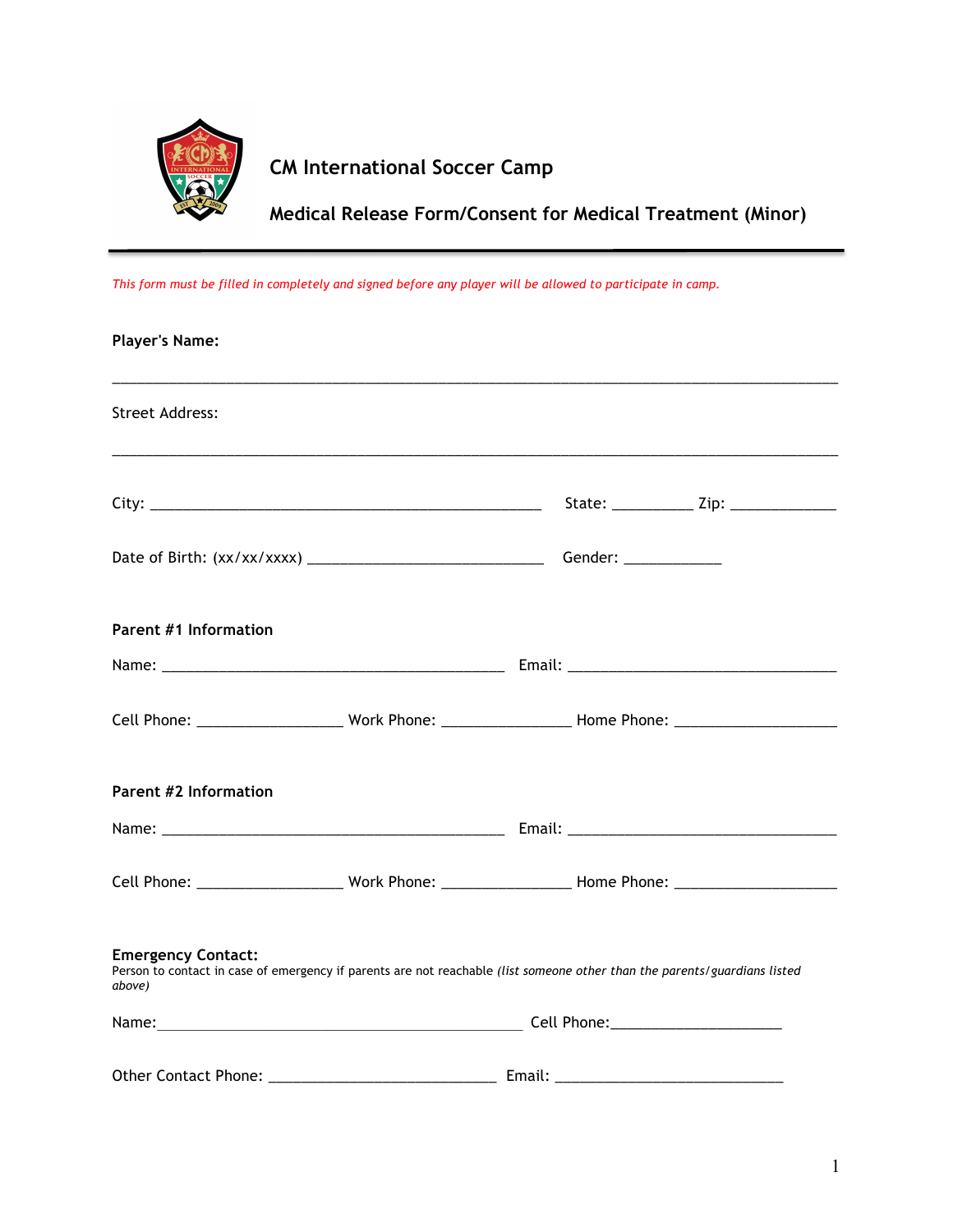# CM International Soccer Camp

## Medical Release Form/Consent for Medical Treatment (Minor)

*This form must be filled in completely and signed before any player will be allowed to participate in camp.*

**Player's Name:**

_______________________________________________________________________________

Street Address:

_______________________________________________________________________________

City: ____________________________________________ State: _________ Zip: ____________

Date of Birth: (xx/xx/xxxx) ___________________________ Gender: ___________

**Parent #1 Information**

Name: ______________________________________ Email: ______________________________

Cell Phone: ________________ Work Phone: ______________ Home Phone: __________________

**Parent #2 Information**

Name: ______________________________________ Email: ______________________________

Cell Phone: ________________ Work Phone: ______________ Home Phone: __________________

**Emergency Contact:**
Person to contact in case of emergency if parents are not reachable *(list someone other than the parents/guardians listed above)*

Name:________________________________________ Cell Phone:___________________

Other Contact Phone: _________________________ Email: __________________________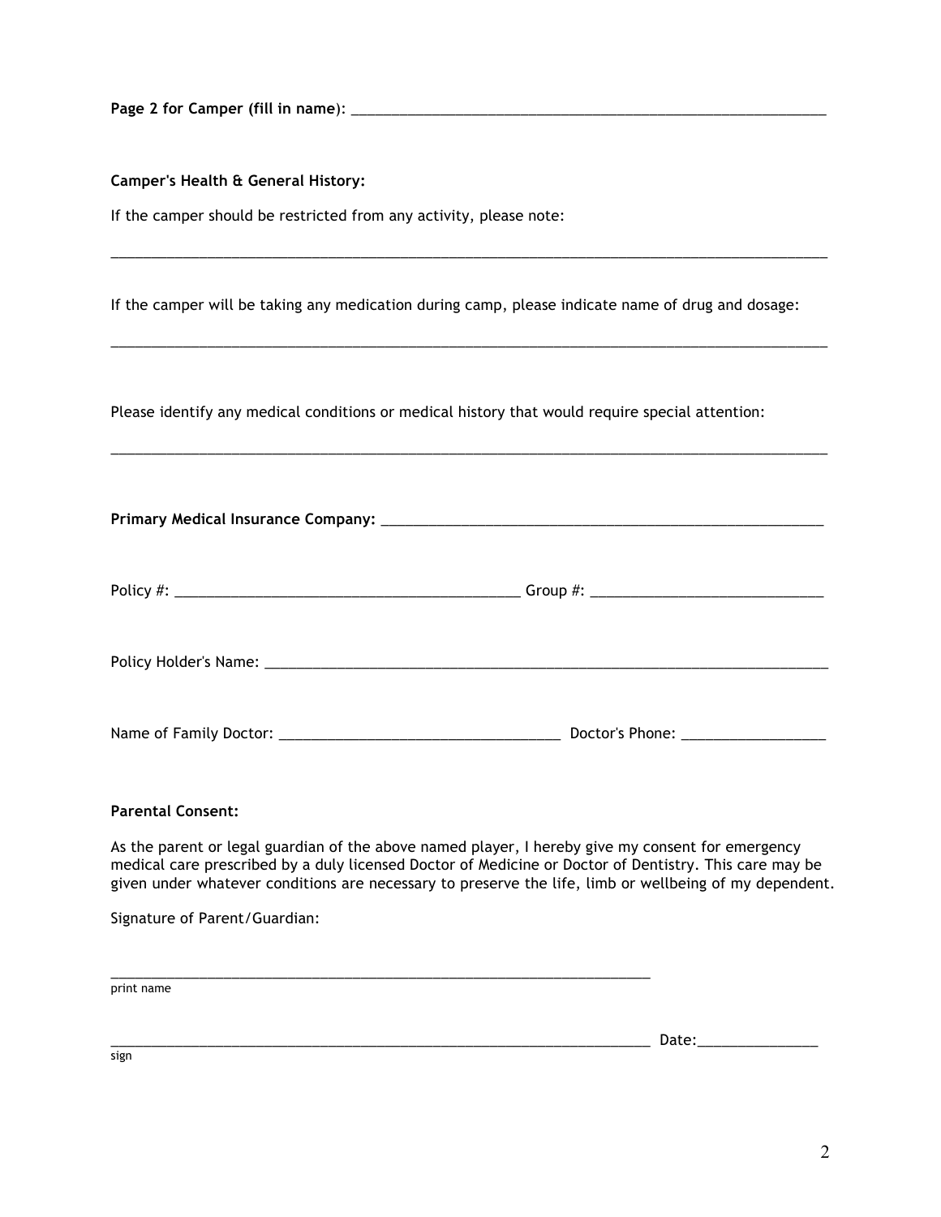**Page 2 for Camper (fill in name):** _______________________________________________________________

**Camper's Health & General History:**

If the camper should be restricted from any activity, please note:

_____________________________________________________________________________________________

If the camper will be taking any medication during camp, please indicate name of drug and dosage:

_____________________________________________________________________________________________

Please identify any medical conditions or medical history that would require special attention:

_____________________________________________________________________________________________

**Primary Medical Insurance Company:** _________________________________________________________

Policy #: ____________________________________________ Group #: _____________________________

Policy Holder's Name: ___________________________________________________________________________

Name of Family Doctor: ____________________________________ Doctor's Phone: __________________

**Parental Consent:**

As the parent or legal guardian of the above named player, I hereby give my consent for emergency medical care prescribed by a duly licensed Doctor of Medicine or Doctor of Dentistry. This care may be given under whatever conditions are necessary to preserve the life, limb or wellbeing of my dependent.

Signature of Parent/Guardian:

_______________________________________________________________________
print name

_______________________________________________________________________ Date:________________
sign